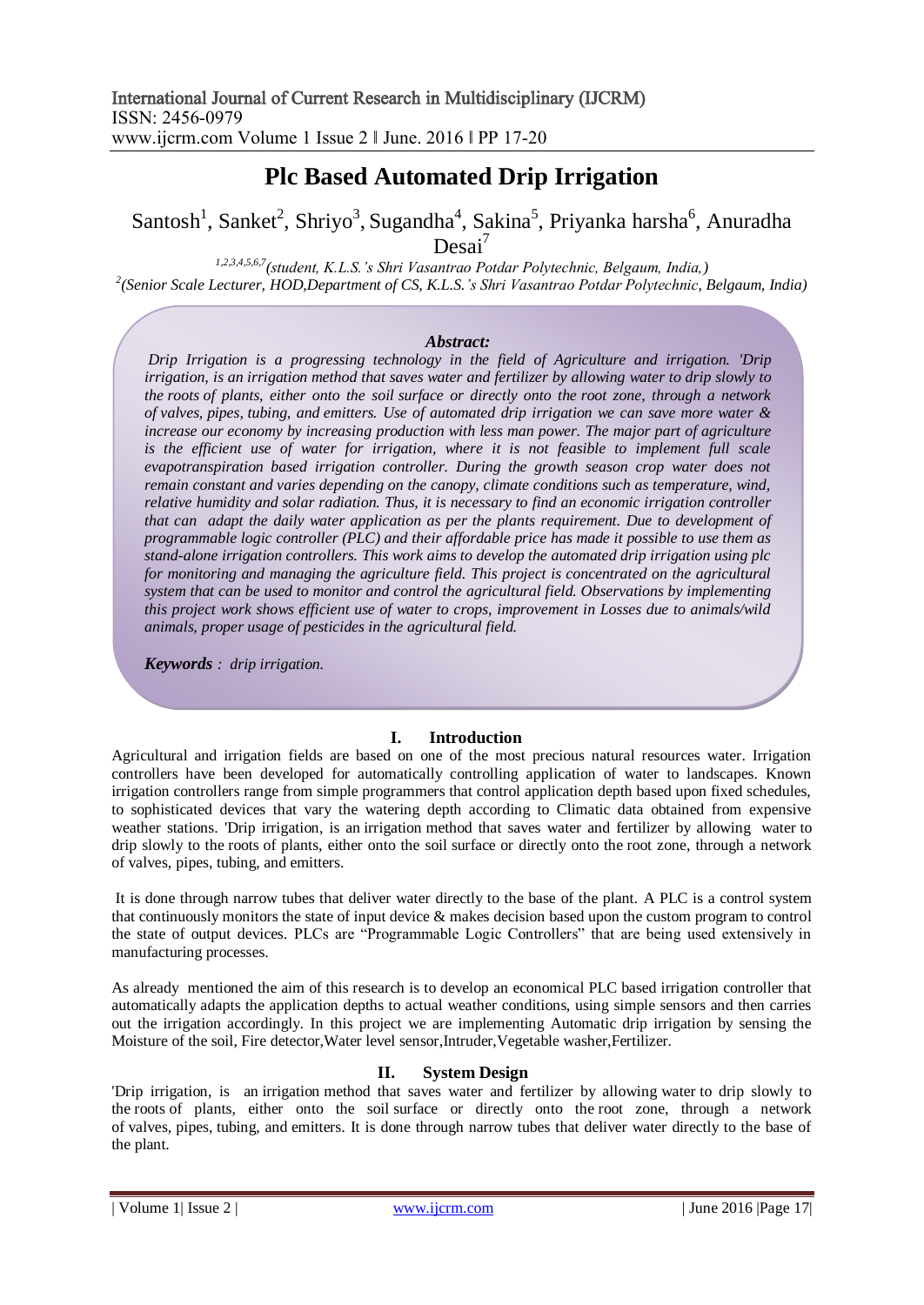# Plc Based Automated Drip Irrigation

Santosh[1], Sanket[2], Shriyo[3], Sugandha[4], Sakina[5], Priyanka harsha[6], Anuradha Desai[7]

[1,2,3,4,5,6,7](student, K.L.S.'s Shri Vasantrao Potdar Polytechnic, Belgaum, India,)
[2](Senior Scale Lecturer, HOD,Department of CS, K.L.S.'s Shri Vasantrao Potdar Polytechnic, Belgaum, India)

***Abstract:***

*Drip Irrigation is a progressing technology in the field of Agriculture and irrigation. 'Drip irrigation, is an irrigation method that saves water and fertilizer by allowing water to drip slowly to the roots of plants, either onto the soil surface or directly onto the root zone, through a network of valves, pipes, tubing, and emitters. Use of automated drip irrigation we can save more water & increase our economy by increasing production with less man power. The major part of agriculture is the efficient use of water for irrigation, where it is not feasible to implement full scale evapotranspiration based irrigation controller. During the growth season crop water does not remain constant and varies depending on the canopy, climate conditions such as temperature, wind, relative humidity and solar radiation. Thus, it is necessary to find an economic irrigation controller that can adapt the daily water application as per the plants requirement. Due to development of programmable logic controller (PLC) and their affordable price has made it possible to use them as stand-alone irrigation controllers. This work aims to develop the automated drip irrigation using plc for monitoring and managing the agriculture field. This project is concentrated on the agricultural system that can be used to monitor and control the agricultural field. Observations by implementing this project work shows efficient use of water to crops, improvement in Losses due to animals/wild animals, proper usage of pesticides in the agricultural field.*

***Keywords** : drip irrigation.*

## I. Introduction

Agricultural and irrigation fields are based on one of the most precious natural resources water. Irrigation controllers have been developed for automatically controlling application of water to landscapes. Known irrigation controllers range from simple programmers that control application depth based upon fixed schedules, to sophisticated devices that vary the watering depth according to Climatic data obtained from expensive weather stations. 'Drip irrigation, is an irrigation method that saves water and fertilizer by allowing water to drip slowly to the roots of plants, either onto the soil surface or directly onto the root zone, through a network of valves, pipes, tubing, and emitters.

It is done through narrow tubes that deliver water directly to the base of the plant. A PLC is a control system that continuously monitors the state of input device & makes decision based upon the custom program to control the state of output devices. PLCs are "Programmable Logic Controllers" that are being used extensively in manufacturing processes.

As already mentioned the aim of this research is to develop an economical PLC based irrigation controller that automatically adapts the application depths to actual weather conditions, using simple sensors and then carries out the irrigation accordingly. In this project we are implementing Automatic drip irrigation by sensing the Moisture of the soil, Fire detector,Water level sensor,Intruder,Vegetable washer,Fertilizer.

## II. System Design

'Drip irrigation, is an irrigation method that saves water and fertilizer by allowing water to drip slowly to the roots of plants, either onto the soil surface or directly onto the root zone, through a network of valves, pipes, tubing, and emitters. It is done through narrow tubes that deliver water directly to the base of the plant.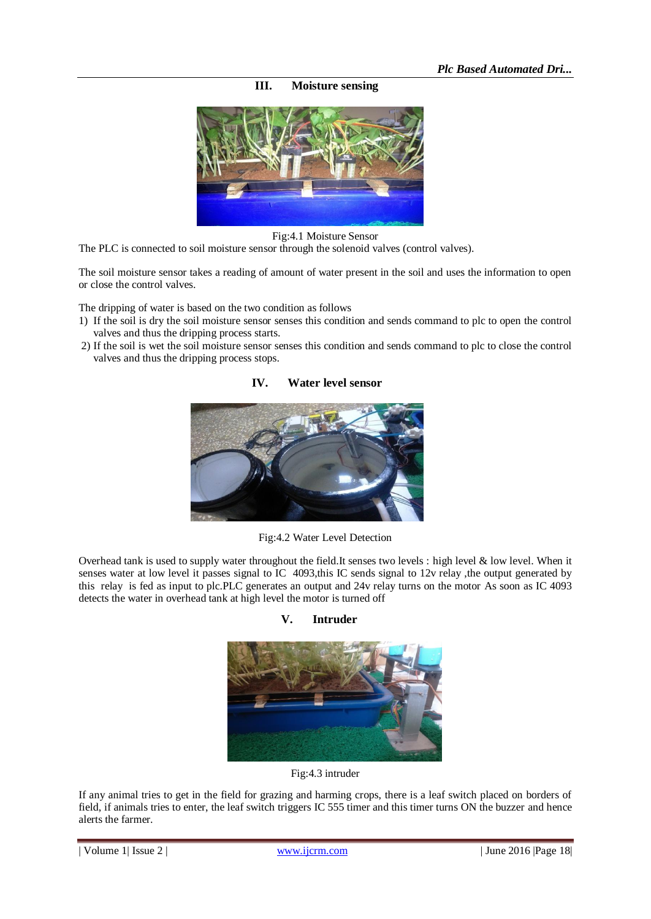## III. Moisture sensing

Fig:4.1 Moisture Sensor

The PLC is connected to soil moisture sensor through the solenoid valves (control valves).

The soil moisture sensor takes a reading of amount of water present in the soil and uses the information to open or close the control valves.

The dripping of water is based on the two condition as follows

1) If the soil is dry the soil moisture sensor senses this condition and sends command to plc to open the control valves and thus the dripping process starts.
2) If the soil is wet the soil moisture sensor senses this condition and sends command to plc to close the control valves and thus the dripping process stops.

## IV. Water level sensor

Fig:4.2 Water Level Detection

Overhead tank is used to supply water throughout the field.It senses two levels : high level & low level. When it senses water at low level it passes signal to IC 4093,this IC sends signal to 12v relay ,the output generated by this relay is fed as input to plc.PLC generates an output and 24v relay turns on the motor As soon as IC 4093 detects the water in overhead tank at high level the motor is turned off

## V. Intruder

Fig:4.3 intruder

If any animal tries to get in the field for grazing and harming crops, there is a leaf switch placed on borders of field, if animals tries to enter, the leaf switch triggers IC 555 timer and this timer turns ON the buzzer and hence alerts the farmer.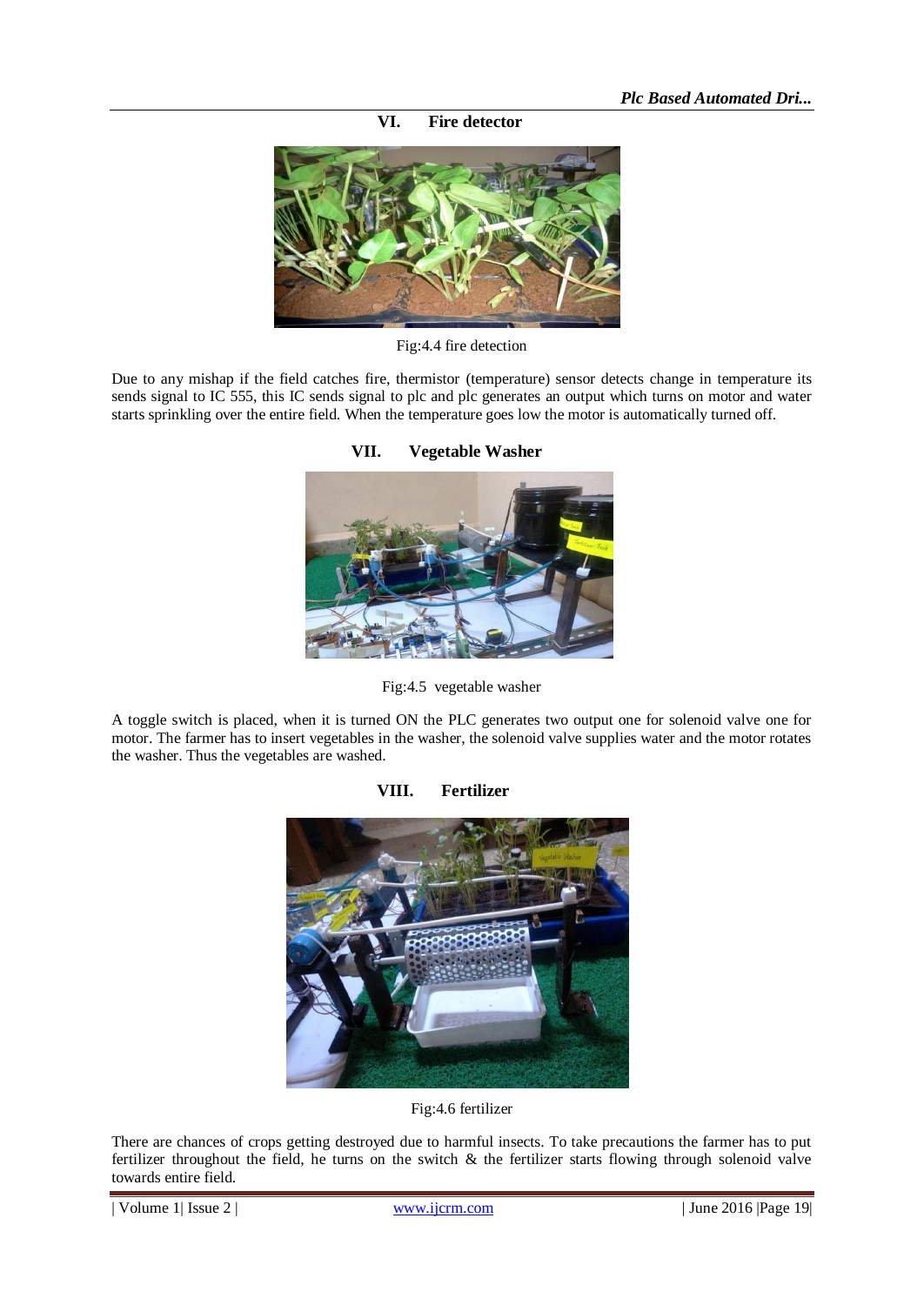## VI. Fire detector

Fig:4.4 fire detection

Due to any mishap if the field catches fire, thermistor (temperature) sensor detects change in temperature its sends signal to IC 555, this IC sends signal to plc and plc generates an output which turns on motor and water starts sprinkling over the entire field. When the temperature goes low the motor is automatically turned off.

## VII. Vegetable Washer

Fig:4.5 vegetable washer

A toggle switch is placed, when it is turned ON the PLC generates two output one for solenoid valve one for motor. The farmer has to insert vegetables in the washer, the solenoid valve supplies water and the motor rotates the washer. Thus the vegetables are washed.

## VIII. Fertilizer

Fig:4.6 fertilizer

There are chances of crops getting destroyed due to harmful insects. To take precautions the farmer has to put fertilizer throughout the field, he turns on the switch & the fertilizer starts flowing through solenoid valve towards entire field.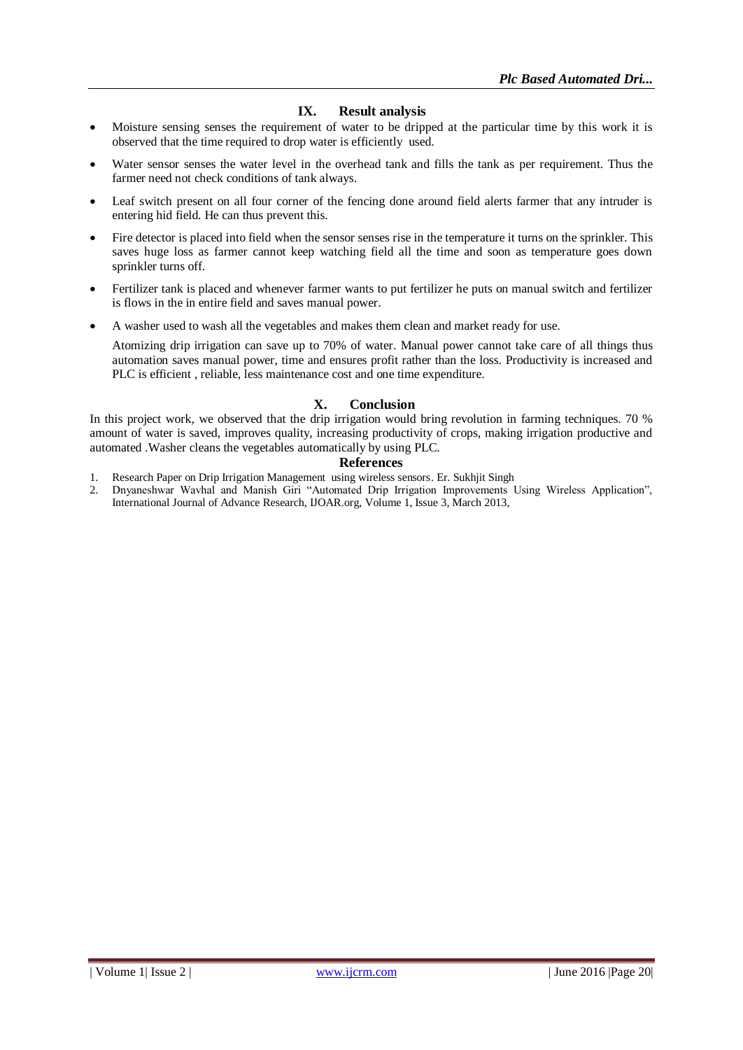## IX. Result analysis

- Moisture sensing senses the requirement of water to be dripped at the particular time by this work it is observed that the time required to drop water is efficiently used.
- Water sensor senses the water level in the overhead tank and fills the tank as per requirement. Thus the farmer need not check conditions of tank always.
- Leaf switch present on all four corner of the fencing done around field alerts farmer that any intruder is entering hid field. He can thus prevent this.
- Fire detector is placed into field when the sensor senses rise in the temperature it turns on the sprinkler. This saves huge loss as farmer cannot keep watching field all the time and soon as temperature goes down sprinkler turns off.
- Fertilizer tank is placed and whenever farmer wants to put fertilizer he puts on manual switch and fertilizer is flows in the in entire field and saves manual power.
- A washer used to wash all the vegetables and makes them clean and market ready for use.

  Atomizing drip irrigation can save up to 70% of water. Manual power cannot take care of all things thus automation saves manual power, time and ensures profit rather than the loss. Productivity is increased and PLC is efficient , reliable, less maintenance cost and one time expenditure.

## X. Conclusion

In this project work, we observed that the drip irrigation would bring revolution in farming techniques. 70 % amount of water is saved, improves quality, increasing productivity of crops, making irrigation productive and automated .Washer cleans the vegetables automatically by using PLC.

## References

1. Research Paper on Drip Irrigation Management using wireless sensors. Er. Sukhjit Singh
2. Dnyaneshwar Wavhal and Manish Giri "Automated Drip Irrigation Improvements Using Wireless Application", International Journal of Advance Research, IJOAR.org, Volume 1, Issue 3, March 2013,